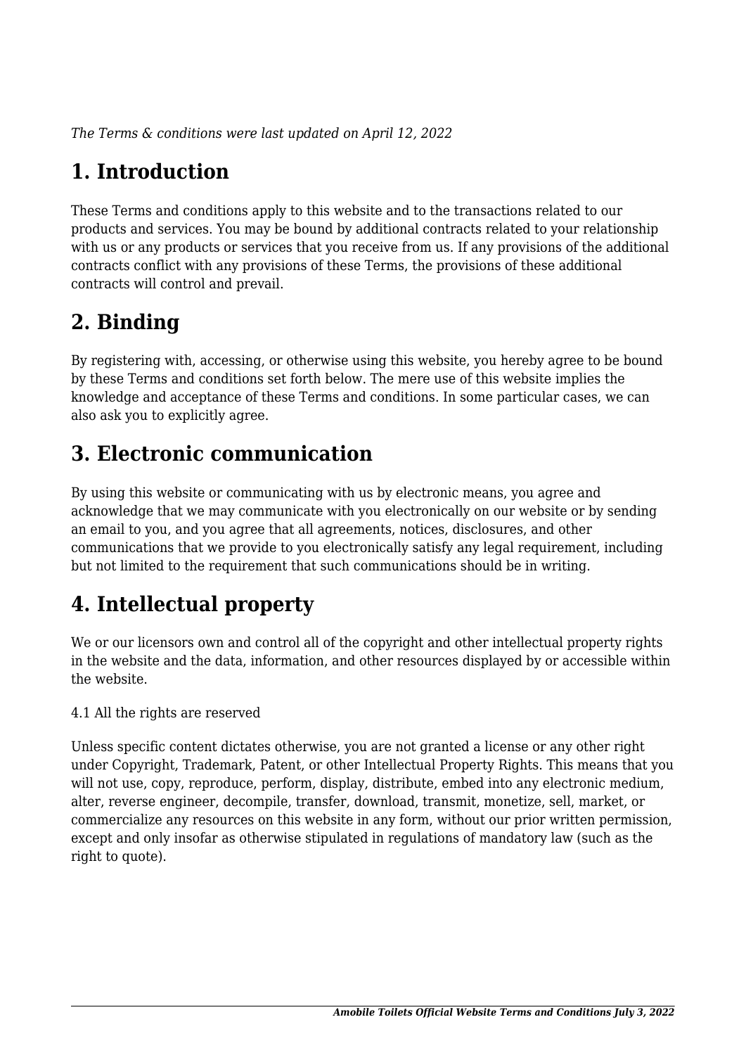*The Terms & conditions were last updated on April 12, 2022*

# 1. Introduction

These Terms and conditions apply to this website and to the transactions related to our products and services. You may be bound by additional contracts related to your relationship with us or any products or services that you receive from us. If any provisions of the additional contracts conflict with any provisions of these Terms, the provisions of these additional contracts will control and prevail.

# 2. Binding

By registering with, accessing, or otherwise using this website, you hereby agree to be bound by these Terms and conditions set forth below. The mere use of this website implies the knowledge and acceptance of these Terms and conditions. In some particular cases, we can also ask you to explicitly agree.

# 3. Electronic communication

By using this website or communicating with us by electronic means, you agree and acknowledge that we may communicate with you electronically on our website or by sending an email to you, and you agree that all agreements, notices, disclosures, and other communications that we provide to you electronically satisfy any legal requirement, including but not limited to the requirement that such communications should be in writing.

# 4. Intellectual property

We or our licensors own and control all of the copyright and other intellectual property rights in the website and the data, information, and other resources displayed by or accessible within the website.

4.1 All the rights are reserved

Unless specific content dictates otherwise, you are not granted a license or any other right under Copyright, Trademark, Patent, or other Intellectual Property Rights. This means that you will not use, copy, reproduce, perform, display, distribute, embed into any electronic medium, alter, reverse engineer, decompile, transfer, download, transmit, monetize, sell, market, or commercialize any resources on this website in any form, without our prior written permission, except and only insofar as otherwise stipulated in regulations of mandatory law (such as the right to quote).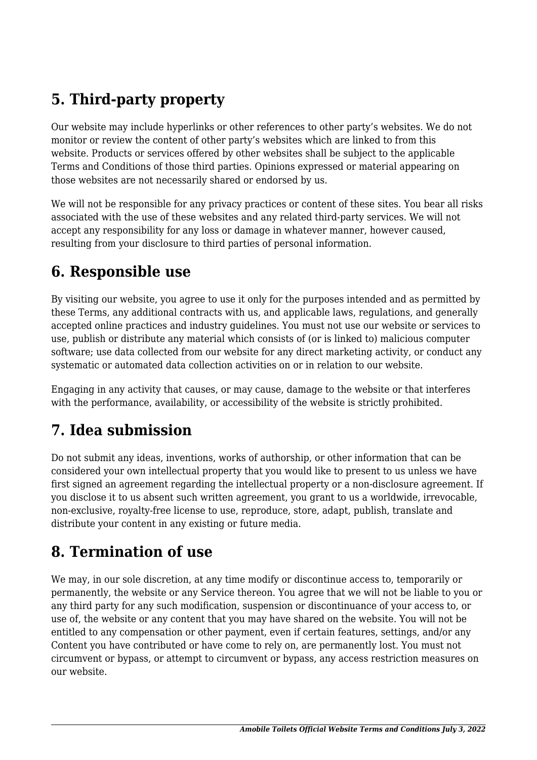## 5. Third-party property

Our website may include hyperlinks or other references to other party's websites. We do not monitor or review the content of other party's websites which are linked to from this website. Products or services offered by other websites shall be subject to the applicable Terms and Conditions of those third parties. Opinions expressed or material appearing on those websites are not necessarily shared or endorsed by us.

We will not be responsible for any privacy practices or content of these sites. You bear all risks associated with the use of these websites and any related third-party services. We will not accept any responsibility for any loss or damage in whatever manner, however caused, resulting from your disclosure to third parties of personal information.

## 6. Responsible use

By visiting our website, you agree to use it only for the purposes intended and as permitted by these Terms, any additional contracts with us, and applicable laws, regulations, and generally accepted online practices and industry guidelines. You must not use our website or services to use, publish or distribute any material which consists of (or is linked to) malicious computer software; use data collected from our website for any direct marketing activity, or conduct any systematic or automated data collection activities on or in relation to our website.

Engaging in any activity that causes, or may cause, damage to the website or that interferes with the performance, availability, or accessibility of the website is strictly prohibited.

## 7. Idea submission

Do not submit any ideas, inventions, works of authorship, or other information that can be considered your own intellectual property that you would like to present to us unless we have first signed an agreement regarding the intellectual property or a non-disclosure agreement. If you disclose it to us absent such written agreement, you grant to us a worldwide, irrevocable, non-exclusive, royalty-free license to use, reproduce, store, adapt, publish, translate and distribute your content in any existing or future media.

## 8. Termination of use

We may, in our sole discretion, at any time modify or discontinue access to, temporarily or permanently, the website or any Service thereon. You agree that we will not be liable to you or any third party for any such modification, suspension or discontinuance of your access to, or use of, the website or any content that you may have shared on the website. You will not be entitled to any compensation or other payment, even if certain features, settings, and/or any Content you have contributed or have come to rely on, are permanently lost. You must not circumvent or bypass, or attempt to circumvent or bypass, any access restriction measures on our website.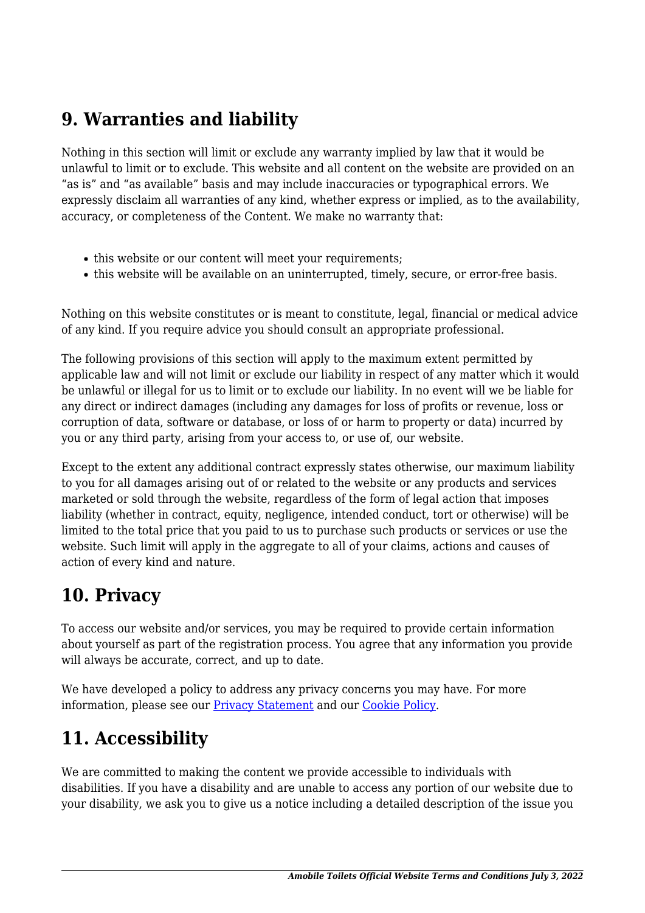## 9. Warranties and liability

Nothing in this section will limit or exclude any warranty implied by law that it would be unlawful to limit or to exclude. This website and all content on the website are provided on an "as is" and "as available" basis and may include inaccuracies or typographical errors. We expressly disclaim all warranties of any kind, whether express or implied, as to the availability, accuracy, or completeness of the Content. We make no warranty that:

- this website or our content will meet your requirements;
- this website will be available on an uninterrupted, timely, secure, or error-free basis.

Nothing on this website constitutes or is meant to constitute, legal, financial or medical advice of any kind. If you require advice you should consult an appropriate professional.

The following provisions of this section will apply to the maximum extent permitted by applicable law and will not limit or exclude our liability in respect of any matter which it would be unlawful or illegal for us to limit or to exclude our liability. In no event will we be liable for any direct or indirect damages (including any damages for loss of profits or revenue, loss or corruption of data, software or database, or loss of or harm to property or data) incurred by you or any third party, arising from your access to, or use of, our website.

Except to the extent any additional contract expressly states otherwise, our maximum liability to you for all damages arising out of or related to the website or any products and services marketed or sold through the website, regardless of the form of legal action that imposes liability (whether in contract, equity, negligence, intended conduct, tort or otherwise) will be limited to the total price that you paid to us to purchase such products or services or use the website. Such limit will apply in the aggregate to all of your claims, actions and causes of action of every kind and nature.

## 10. Privacy

To access our website and/or services, you may be required to provide certain information about yourself as part of the registration process. You agree that any information you provide will always be accurate, correct, and up to date.

We have developed a policy to address any privacy concerns you may have. For more information, please see our [Privacy Statement]() and our [Cookie Policy]().

## 11. Accessibility

We are committed to making the content we provide accessible to individuals with disabilities. If you have a disability and are unable to access any portion of our website due to your disability, we ask you to give us a notice including a detailed description of the issue you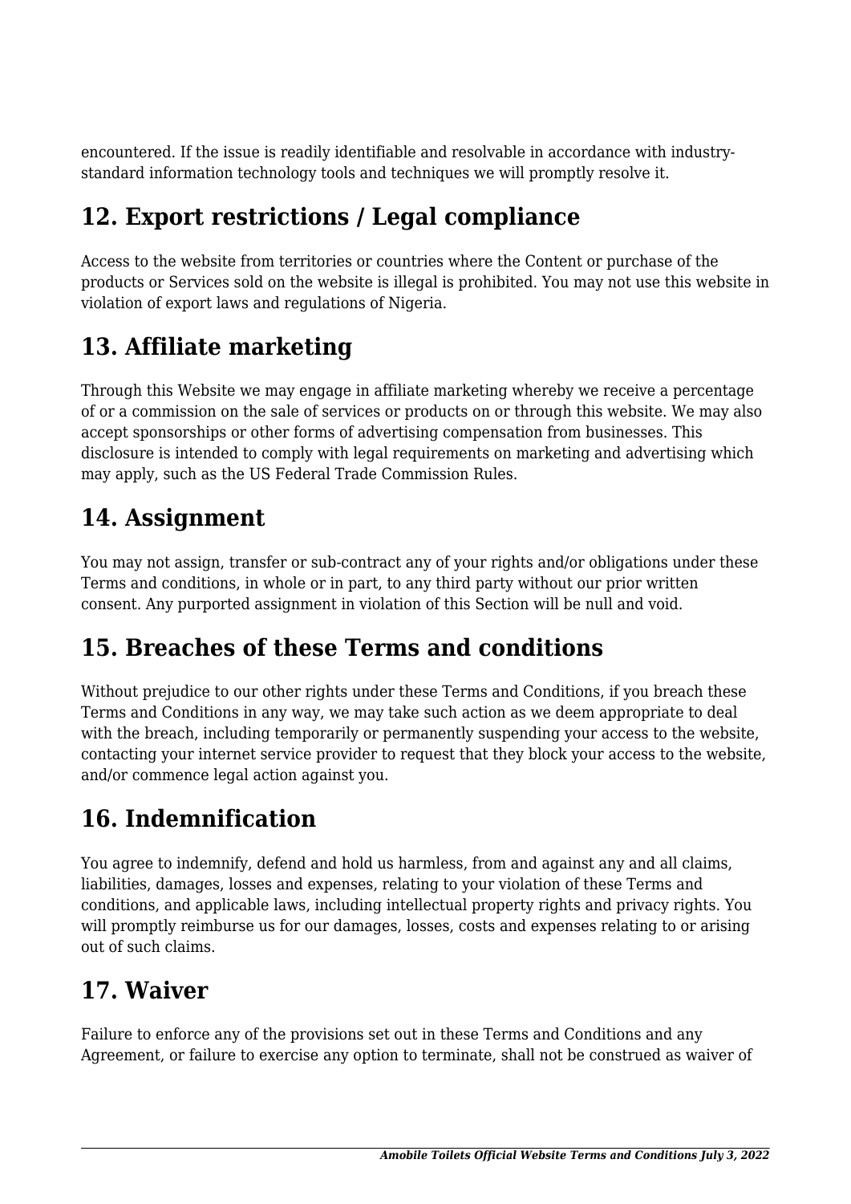encountered. If the issue is readily identifiable and resolvable in accordance with industry-standard information technology tools and techniques we will promptly resolve it.

## 12. Export restrictions / Legal compliance

Access to the website from territories or countries where the Content or purchase of the products or Services sold on the website is illegal is prohibited. You may not use this website in violation of export laws and regulations of Nigeria.

## 13. Affiliate marketing

Through this Website we may engage in affiliate marketing whereby we receive a percentage of or a commission on the sale of services or products on or through this website. We may also accept sponsorships or other forms of advertising compensation from businesses. This disclosure is intended to comply with legal requirements on marketing and advertising which may apply, such as the US Federal Trade Commission Rules.

## 14. Assignment

You may not assign, transfer or sub-contract any of your rights and/or obligations under these Terms and conditions, in whole or in part, to any third party without our prior written consent. Any purported assignment in violation of this Section will be null and void.

## 15. Breaches of these Terms and conditions

Without prejudice to our other rights under these Terms and Conditions, if you breach these Terms and Conditions in any way, we may take such action as we deem appropriate to deal with the breach, including temporarily or permanently suspending your access to the website, contacting your internet service provider to request that they block your access to the website, and/or commence legal action against you.

## 16. Indemnification

You agree to indemnify, defend and hold us harmless, from and against any and all claims, liabilities, damages, losses and expenses, relating to your violation of these Terms and conditions, and applicable laws, including intellectual property rights and privacy rights. You will promptly reimburse us for our damages, losses, costs and expenses relating to or arising out of such claims.

## 17. Waiver

Failure to enforce any of the provisions set out in these Terms and Conditions and any Agreement, or failure to exercise any option to terminate, shall not be construed as waiver of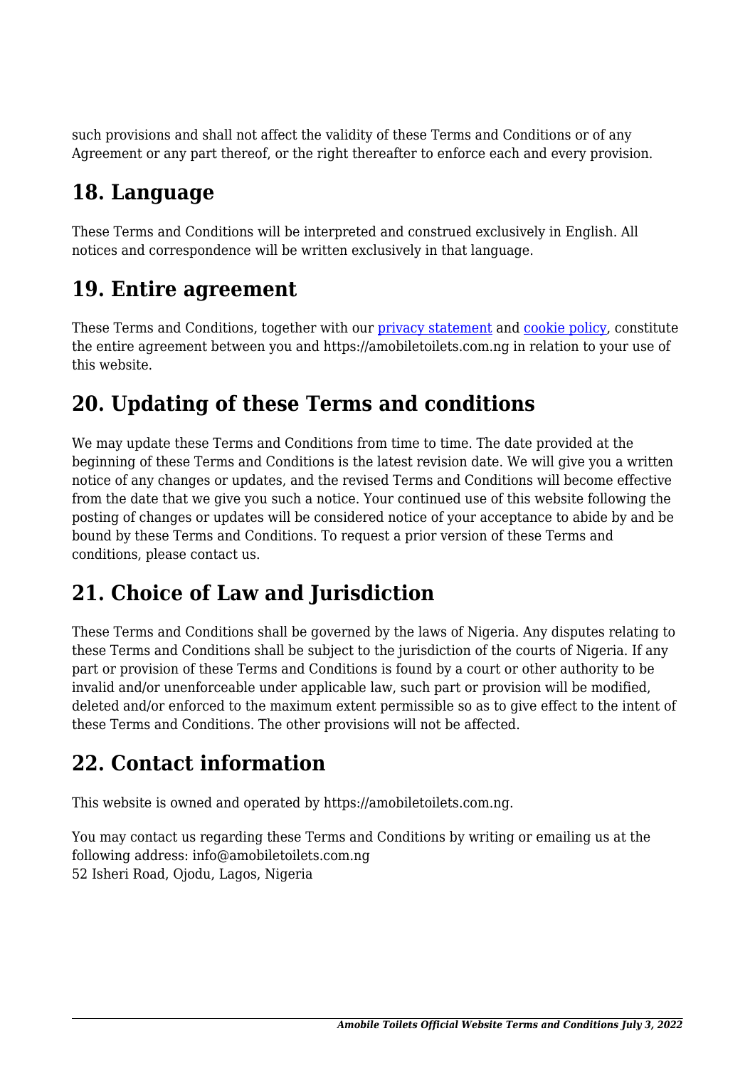such provisions and shall not affect the validity of these Terms and Conditions or of any Agreement or any part thereof, or the right thereafter to enforce each and every provision.

## 18. Language

These Terms and Conditions will be interpreted and construed exclusively in English. All notices and correspondence will be written exclusively in that language.

## 19. Entire agreement

These Terms and Conditions, together with our privacy statement and cookie policy, constitute the entire agreement between you and https://amobiletoilets.com.ng in relation to your use of this website.

## 20. Updating of these Terms and conditions

We may update these Terms and Conditions from time to time. The date provided at the beginning of these Terms and Conditions is the latest revision date. We will give you a written notice of any changes or updates, and the revised Terms and Conditions will become effective from the date that we give you such a notice. Your continued use of this website following the posting of changes or updates will be considered notice of your acceptance to abide by and be bound by these Terms and Conditions. To request a prior version of these Terms and conditions, please contact us.

## 21. Choice of Law and Jurisdiction

These Terms and Conditions shall be governed by the laws of Nigeria. Any disputes relating to these Terms and Conditions shall be subject to the jurisdiction of the courts of Nigeria. If any part or provision of these Terms and Conditions is found by a court or other authority to be invalid and/or unenforceable under applicable law, such part or provision will be modified, deleted and/or enforced to the maximum extent permissible so as to give effect to the intent of these Terms and Conditions. The other provisions will not be affected.

## 22. Contact information

This website is owned and operated by https://amobiletoilets.com.ng.

You may contact us regarding these Terms and Conditions by writing or emailing us at the following address: info@amobiletoilets.com.ng
52 Isheri Road, Ojodu, Lagos, Nigeria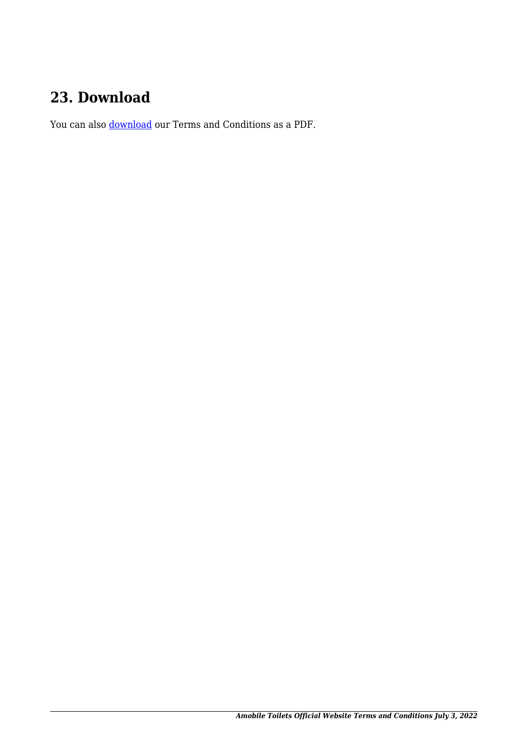## 23. Download

You can also download our Terms and Conditions as a PDF.